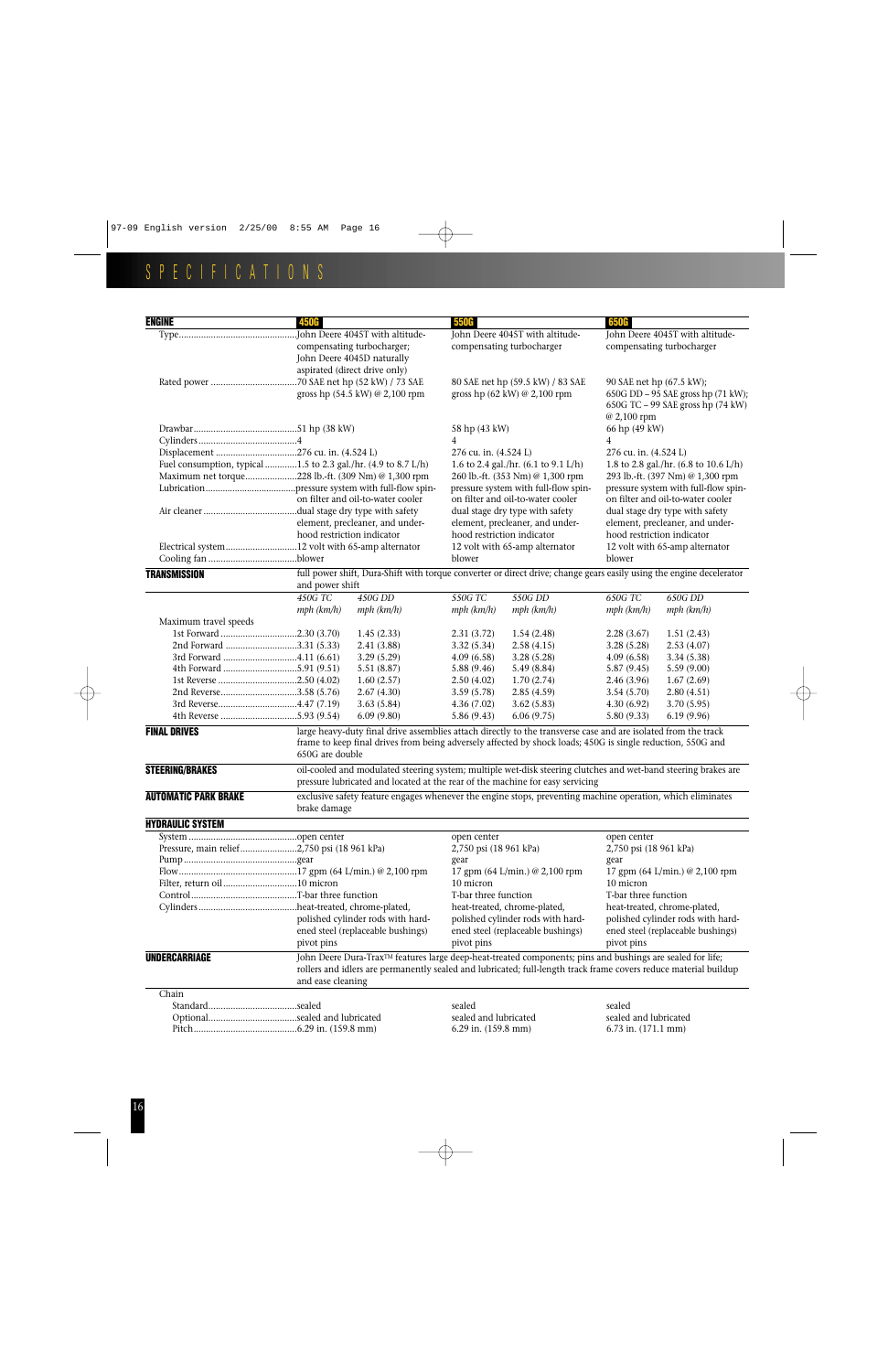# SPECIFICATIONS

| ENGINE | 450G | 550G | 650G |
|---|---|---|---|
| Type | John Deere 4045T with altitude-compensating turbocharger; John Deere 4045D naturally aspirated (direct drive only) | John Deere 4045T with altitude-compensating turbocharger | John Deere 4045T with altitude-compensating turbocharger |
| Rated power | 70 SAE net hp (52 kW) / 73 SAE gross hp (54.5 kW) @ 2,100 rpm | 80 SAE net hp (59.5 kW) / 83 SAE gross hp (62 kW) @ 2,100 rpm | 90 SAE net hp (67.5 kW); 650G DD – 95 SAE gross hp (71 kW); 650G TC – 99 SAE gross hp (74 kW) @ 2,100 rpm |
| Drawbar | 51 hp (38 kW) | 58 hp (43 kW) | 66 hp (49 kW) |
| Cylinders | 4 | 4 | 4 |
| Displacement | 276 cu. in. (4.524 L) | 276 cu. in. (4.524 L) | 276 cu. in. (4.524 L) |
| Fuel consumption, typical | 1.5 to 2.3 gal./hr. (4.9 to 8.7 L/h) | 1.6 to 2.4 gal./hr. (6.1 to 9.1 L/h) | 1.8 to 2.8 gal./hr. (6.8 to 10.6 L/h) |
| Maximum net torque | 228 lb.-ft. (309 Nm) @ 1,300 rpm | 260 lb.-ft. (353 Nm) @ 1,300 rpm | 293 lb.-ft. (397 Nm) @ 1,300 rpm |
| Lubrication | pressure system with full-flow spin-on filter and oil-to-water cooler | pressure system with full-flow spin-on filter and oil-to-water cooler | pressure system with full-flow spin-on filter and oil-to-water cooler |
| Air cleaner | dual stage dry type with safety element, precleaner, and under-hood restriction indicator | dual stage dry type with safety element, precleaner, and under-hood restriction indicator | dual stage dry type with safety element, precleaner, and under-hood restriction indicator |
| Electrical system | 12 volt with 65-amp alternator | 12 volt with 65-amp alternator | 12 volt with 65-amp alternator |
| Cooling fan | blower | blower | blower |

**TRANSMISSION** full power shift, Dura-Shift with torque converter or direct drive; change gears easily using the engine decelerator and power shift

| | 450G TC mph (km/h) | 450G DD mph (km/h) | 550G TC mph (km/h) | 550G DD mph (km/h) | 650G TC mph (km/h) | 650G DD mph (km/h) |
|---|---|---|---|---|---|---|
| Maximum travel speeds | | | | | | |
| 1st Forward | 2.30 (3.70) | 1.45 (2.33) | 2.31 (3.72) | 1.54 (2.48) | 2.28 (3.67) | 1.51 (2.43) |
| 2nd Forward | 3.31 (5.33) | 2.41 (3.88) | 3.32 (5.34) | 2.58 (4.15) | 3.28 (5.28) | 2.53 (4.07) |
| 3rd Forward | 4.11 (6.61) | 3.29 (5.29) | 4.09 (6.58) | 3.28 (5.28) | 4.09 (6.58) | 3.34 (5.38) |
| 4th Forward | 5.91 (9.51) | 5.51 (8.87) | 5.88 (9.46) | 5.49 (8.84) | 5.87 (9.45) | 5.59 (9.00) |
| 1st Reverse | 2.50 (4.02) | 1.60 (2.57) | 2.50 (4.02) | 1.70 (2.74) | 2.46 (3.96) | 1.67 (2.69) |
| 2nd Reverse | 3.58 (5.76) | 2.67 (4.30) | 3.59 (5.78) | 2.85 (4.59) | 3.54 (5.70) | 2.80 (4.51) |
| 3rd Reverse | 4.47 (7.19) | 3.63 (5.84) | 4.36 (7.02) | 3.62 (5.83) | 4.30 (6.92) | 3.70 (5.95) |
| 4th Reverse | 5.93 (9.54) | 6.09 (9.80) | 5.86 (9.43) | 6.06 (9.75) | 5.80 (9.33) | 6.19 (9.96) |

**FINAL DRIVES** large heavy-duty final drive assemblies attach directly to the transverse case and are isolated from the track frame to keep final drives from being adversely affected by shock loads; 450G is single reduction, 550G and 650G are double

**STEERING/BRAKES** oil-cooled and modulated steering system; multiple wet-disk steering clutches and wet-band steering brakes are pressure lubricated and located at the rear of the machine for easy servicing

**AUTOMATIC PARK BRAKE** exclusive safety feature engages whenever the engine stops, preventing machine operation, which eliminates brake damage

| HYDRAULIC SYSTEM | 450G | 550G | 650G |
|---|---|---|---|
| System | open center | open center | open center |
| Pressure, main relief | 2,750 psi (18 961 kPa) | 2,750 psi (18 961 kPa) | 2,750 psi (18 961 kPa) |
| Pump | gear | gear | gear |
| Flow | 17 gpm (64 L/min.) @ 2,100 rpm | 17 gpm (64 L/min.) @ 2,100 rpm | 17 gpm (64 L/min.) @ 2,100 rpm |
| Filter, return oil | 10 micron | 10 micron | 10 micron |
| Control | T-bar three function | T-bar three function | T-bar three function |
| Cylinders | heat-treated, chrome-plated, polished cylinder rods with hardened steel (replaceable bushings) pivot pins | heat-treated, chrome-plated, polished cylinder rods with hardened steel (replaceable bushings) pivot pins | heat-treated, chrome-plated, polished cylinder rods with hardened steel (replaceable bushings) pivot pins |

**UNDERCARRIAGE** John Deere Dura-Trax™ features large deep-heat-treated components; pins and bushings are sealed for life; rollers and idlers are permanently sealed and lubricated; full-length track frame covers reduce material buildup and ease cleaning

| Chain | 450G | 550G | 650G |
|---|---|---|---|
| Standard | sealed | sealed | sealed |
| Optional | sealed and lubricated | sealed and lubricated | sealed and lubricated |
| Pitch | 6.29 in. (159.8 mm) | 6.29 in. (159.8 mm) | 6.73 in. (171.1 mm) |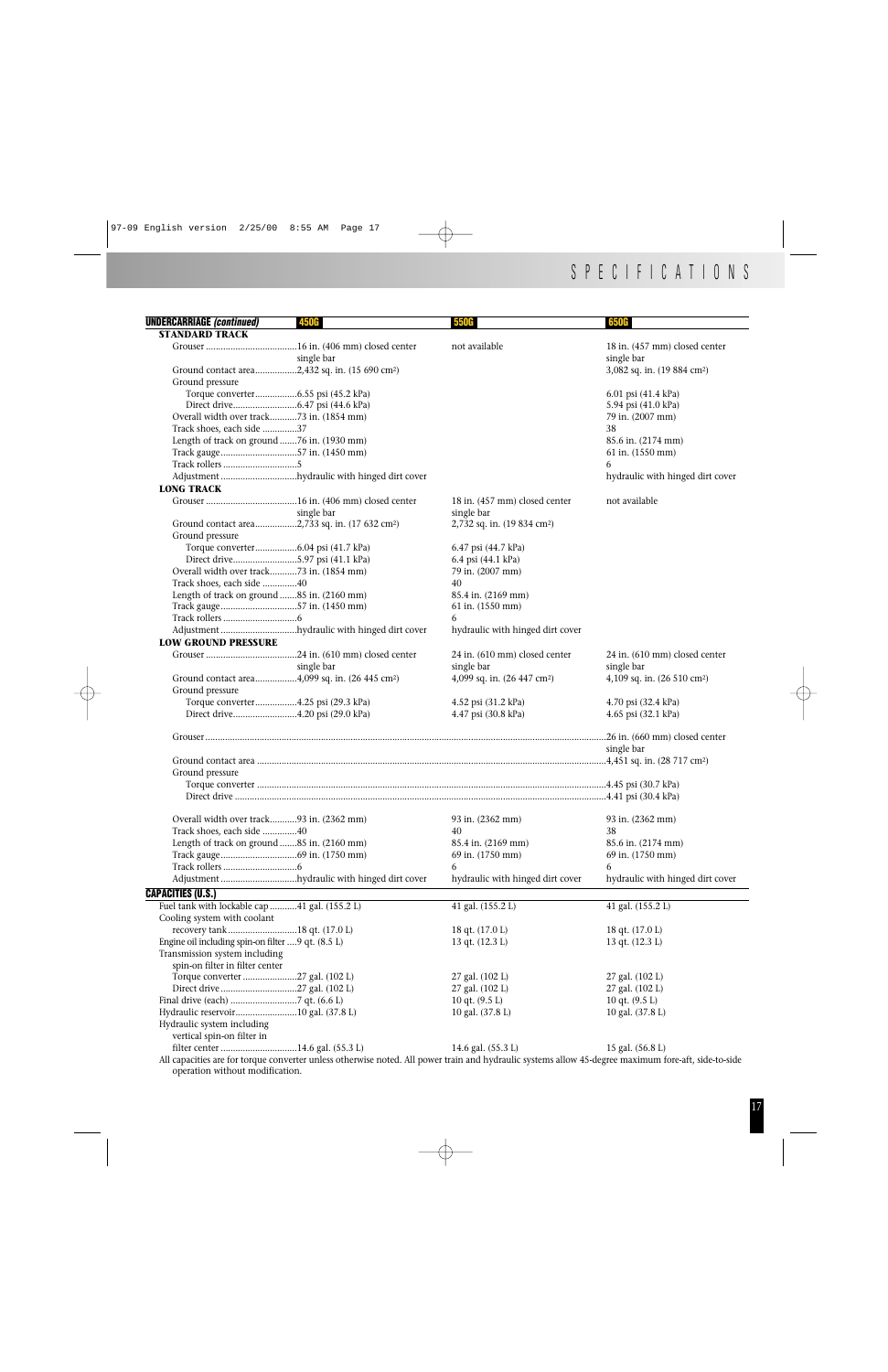## SPECIFICATIONS

| UNDERCARRIAGE *(continued)* | 450G | 550G | 650G |
|---|---|---|---|
| **STANDARD TRACK** | | | |
| Grouser | 16 in. (406 mm) closed center single bar | not available | 18 in. (457 mm) closed center single bar |
| Ground contact area | 2,432 sq. in. (15 690 cm²) | | 3,082 sq. in. (19 884 cm²) |
| Ground pressure | | | |
| Torque converter | 6.55 psi (45.2 kPa) | | 6.01 psi (41.4 kPa) |
| Direct drive | 6.47 psi (44.6 kPa) | | 5.94 psi (41.0 kPa) |
| Overall width over track | 73 in. (1854 mm) | | 79 in. (2007 mm) |
| Track shoes, each side | 37 | | 38 |
| Length of track on ground | 76 in. (1930 mm) | | 85.6 in. (2174 mm) |
| Track gauge | 57 in. (1450 mm) | | 61 in. (1550 mm) |
| Track rollers | 5 | | 6 |
| Adjustment | hydraulic with hinged dirt cover | | hydraulic with hinged dirt cover |
| **LONG TRACK** | | | |
| Grouser | 16 in. (406 mm) closed center single bar | 18 in. (457 mm) closed center single bar | not available |
| Ground contact area | 2,733 sq. in. (17 632 cm²) | 2,732 sq. in. (19 834 cm²) | |
| Ground pressure | | | |
| Torque converter | 6.04 psi (41.7 kPa) | 6.47 psi (44.7 kPa) | |
| Direct drive | 5.97 psi (41.1 kPa) | 6.4 psi (44.1 kPa) | |
| Overall width over track | 73 in. (1854 mm) | 79 in. (2007 mm) | |
| Track shoes, each side | 40 | 40 | |
| Length of track on ground | 85 in. (2160 mm) | 85.4 in. (2169 mm) | |
| Track gauge | 57 in. (1450 mm) | 61 in. (1550 mm) | |
| Track rollers | 6 | 6 | |
| Adjustment | hydraulic with hinged dirt cover | hydraulic with hinged dirt cover | |
| **LOW GROUND PRESSURE** | | | |
| Grouser | 24 in. (610 mm) closed center single bar | 24 in. (610 mm) closed center single bar | 24 in. (610 mm) closed center single bar |
| Ground contact area | 4,099 sq. in. (26 445 cm²) | 4,099 sq. in. (26 447 cm²) | 4,109 sq. in. (26 510 cm²) |
| Ground pressure | | | |
| Torque converter | 4.25 psi (29.3 kPa) | 4.52 psi (31.2 kPa) | 4.70 psi (32.4 kPa) |
| Direct drive | 4.20 psi (29.0 kPa) | 4.47 psi (30.8 kPa) | 4.65 psi (32.1 kPa) |
| Grouser | | | 26 in. (660 mm) closed center single bar |
| Ground contact area | | | 4,451 sq. in. (28 717 cm²) |
| Ground pressure | | | |
| Torque converter | | | 4.45 psi (30.7 kPa) |
| Direct drive | | | 4.41 psi (30.4 kPa) |
| Overall width over track | 93 in. (2362 mm) | 93 in. (2362 mm) | 93 in. (2362 mm) |
| Track shoes, each side | 40 | 40 | 38 |
| Length of track on ground | 85 in. (2160 mm) | 85.4 in. (2169 mm) | 85.6 in. (2174 mm) |
| Track gauge | 69 in. (1750 mm) | 69 in. (1750 mm) | 69 in. (1750 mm) |
| Track rollers | 6 | 6 | 6 |
| Adjustment | hydraulic with hinged dirt cover | hydraulic with hinged dirt cover | hydraulic with hinged dirt cover |

| CAPACITIES (U.S.) | 450G | 550G | 650G |
|---|---|---|---|
| Fuel tank with lockable cap | 41 gal. (155.2 L) | 41 gal. (155.2 L) | 41 gal. (155.2 L) |
| Cooling system with coolant recovery tank | 18 qt. (17.0 L) | 18 qt. (17.0 L) | 18 qt. (17.0 L) |
| Engine oil including spin-on filter | 9 qt. (8.5 L) | 13 qt. (12.3 L) | 13 qt. (12.3 L) |
| Transmission system including spin-on filter in filter center | | | |
| Torque converter | 27 gal. (102 L) | 27 gal. (102 L) | 27 gal. (102 L) |
| Direct drive | 27 gal. (102 L) | 27 gal. (102 L) | 27 gal. (102 L) |
| Final drive (each) | 7 qt. (6.6 L) | 10 qt. (9.5 L) | 10 qt. (9.5 L) |
| Hydraulic reservoir | 10 gal. (37.8 L) | 10 gal. (37.8 L) | 10 gal. (37.8 L) |
| Hydraulic system including vertical spin-on filter in filter center | 14.6 gal. (55.3 L) | 14.6 gal. (55.3 L) | 15 gal. (56.8 L) |

All capacities are for torque converter unless otherwise noted. All power train and hydraulic systems allow 45-degree maximum fore-aft, side-to-side operation without modification.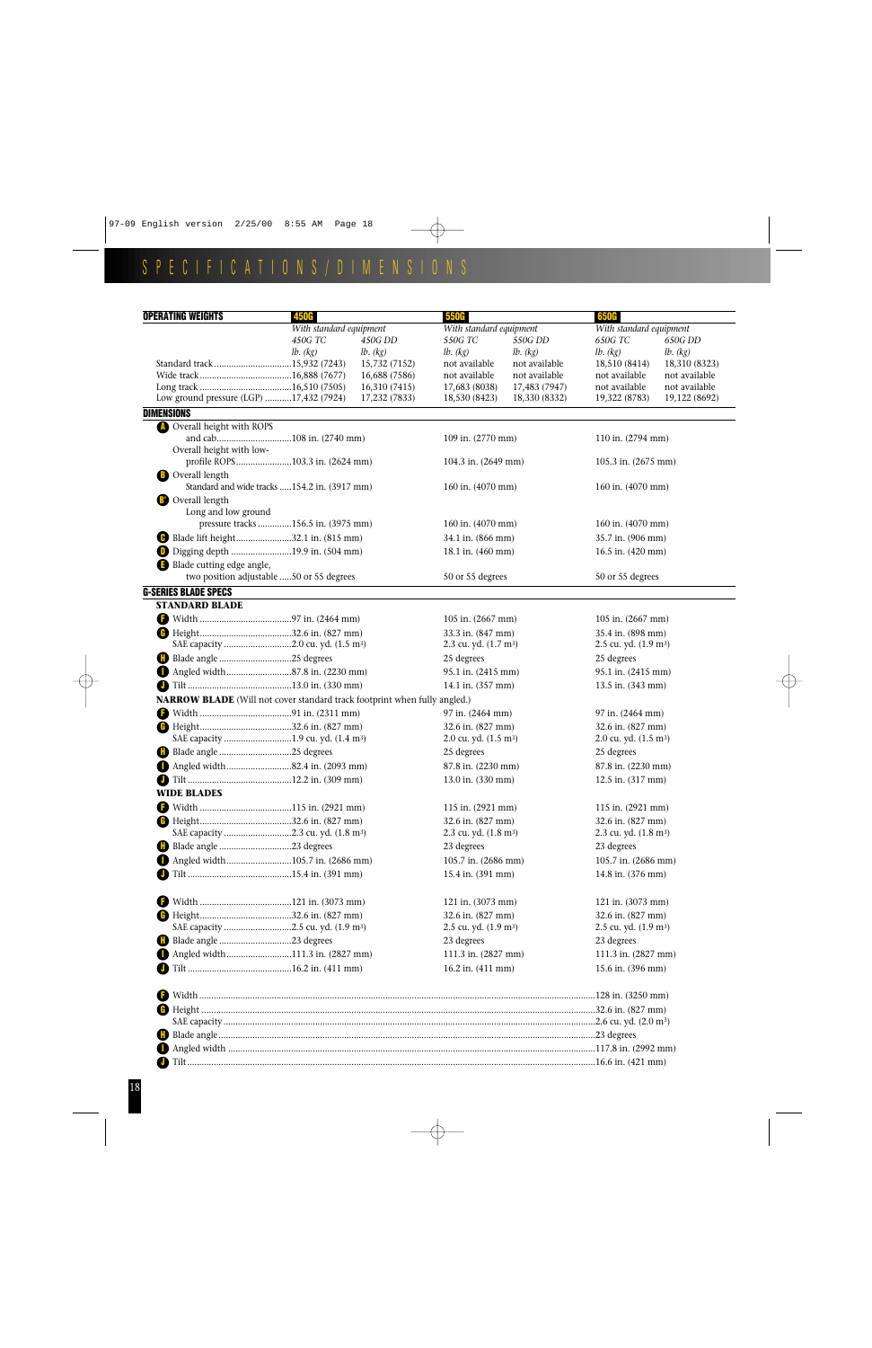# SPECIFICATIONS/DIMENSIONS

## OPERATING WEIGHTS

| | 450G | | 550G | | 650G | |
|---|---|---|---|---|---|---|
| | *With standard equipment* | | *With standard equipment* | | *With standard equipment* | |
| | *450G TC* | *450G DD* | *550G TC* | *550G DD* | *650G TC* | *650G DD* |
| | *lb. (kg)* | *lb. (kg)* | *lb. (kg)* | *lb. (kg)* | *lb. (kg)* | *lb. (kg)* |
| Standard track | 15,932 (7243) | 15,732 (7152) | not available | not available | 18,510 (8414) | 18,310 (8323) |
| Wide track | 16,888 (7677) | 16,688 (7586) | not available | not available | not available | not available |
| Long track | 16,510 (7505) | 16,310 (7415) | 17,683 (8038) | 17,483 (7947) | not available | not available |
| Low ground pressure (LGP) | 17,432 (7924) | 17,232 (7833) | 18,530 (8423) | 18,330 (8332) | 19,322 (8783) | 19,122 (8692) |

## DIMENSIONS

| | 450G | 550G | 650G |
|---|---|---|---|
| **A** Overall height with ROPS and cab | 108 in. (2740 mm) | 109 in. (2770 mm) | 110 in. (2794 mm) |
| Overall height with low-profile ROPS | 103.3 in. (2624 mm) | 104.3 in. (2649 mm) | 105.3 in. (2675 mm) |
| **B** Overall length — Standard and wide tracks | 154.2 in. (3917 mm) | 160 in. (4070 mm) | 160 in. (4070 mm) |
| **B'** Overall length — Long and low ground pressure tracks | 156.5 in. (3975 mm) | 160 in. (4070 mm) | 160 in. (4070 mm) |
| **C** Blade lift height | 32.1 in. (815 mm) | 34.1 in. (866 mm) | 35.7 in. (906 mm) |
| **D** Digging depth | 19.9 in. (504 mm) | 18.1 in. (460 mm) | 16.5 in. (420 mm) |
| **E** Blade cutting edge angle, two position adjustable | 50 or 55 degrees | 50 or 55 degrees | 50 or 55 degrees |

## G-SERIES BLADE SPECS

| | 450G | 550G | 650G |
|---|---|---|---|
| **STANDARD BLADE** | | | |
| **F** Width | 97 in. (2464 mm) | 105 in. (2667 mm) | 105 in. (2667 mm) |
| **G** Height | 32.6 in. (827 mm) | 33.3 in. (847 mm) | 35.4 in. (898 mm) |
| SAE capacity | 2.0 cu. yd. (1.5 m³) | 2.3 cu. yd. (1.7 m³) | 2.5 cu. yd. (1.9 m³) |
| **H** Blade angle | 25 degrees | 25 degrees | 25 degrees |
| **I** Angled width | 87.8 in. (2230 mm) | 95.1 in. (2415 mm) | 95.1 in. (2415 mm) |
| **J** Tilt | 13.0 in. (330 mm) | 14.1 in. (357 mm) | 13.5 in. (343 mm) |
| **NARROW BLADE** (Will not cover standard track footprint when fully angled.) | | | |
| **F** Width | 91 in. (2311 mm) | 97 in. (2464 mm) | 97 in. (2464 mm) |
| **G** Height | 32.6 in. (827 mm) | 32.6 in. (827 mm) | 32.6 in. (827 mm) |
| SAE capacity | 1.9 cu. yd. (1.4 m³) | 2.0 cu. yd. (1.5 m³) | 2.0 cu. yd. (1.5 m³) |
| **H** Blade angle | 25 degrees | 25 degrees | 25 degrees |
| **I** Angled width | 82.4 in. (2093 mm) | 87.8 in. (2230 mm) | 87.8 in. (2230 mm) |
| **J** Tilt | 12.2 in. (309 mm) | 13.0 in. (330 mm) | 12.5 in. (317 mm) |
| **WIDE BLADES** | | | |
| **F** Width | 115 in. (2921 mm) | 115 in. (2921 mm) | 115 in. (2921 mm) |
| **G** Height | 32.6 in. (827 mm) | 32.6 in. (827 mm) | 32.6 in. (827 mm) |
| SAE capacity | 2.3 cu. yd. (1.8 m³) | 2.3 cu. yd. (1.8 m³) | 2.3 cu. yd. (1.8 m³) |
| **H** Blade angle | 23 degrees | 23 degrees | 23 degrees |
| **I** Angled width | 105.7 in. (2686 mm) | 105.7 in. (2686 mm) | 105.7 in. (2686 mm) |
| **J** Tilt | 15.4 in. (391 mm) | 15.4 in. (391 mm) | 14.8 in. (376 mm) |
| | | | |
| **F** Width | 121 in. (3073 mm) | 121 in. (3073 mm) | 121 in. (3073 mm) |
| **G** Height | 32.6 in. (827 mm) | 32.6 in. (827 mm) | 32.6 in. (827 mm) |
| SAE capacity | 2.5 cu. yd. (1.9 m³) | 2.5 cu. yd. (1.9 m³) | 2.5 cu. yd. (1.9 m³) |
| **H** Blade angle | 23 degrees | 23 degrees | 23 degrees |
| **I** Angled width | 111.3 in. (2827 mm) | 111.3 in. (2827 mm) | 111.3 in. (2827 mm) |
| **J** Tilt | 16.2 in. (411 mm) | 16.2 in. (411 mm) | 15.6 in. (396 mm) |
| | | | |
| **F** Width | | | 128 in. (3250 mm) |
| **G** Height | | | 32.6 in. (827 mm) |
| SAE capacity | | | 2.6 cu. yd. (2.0 m³) |
| **H** Blade angle | | | 23 degrees |
| **I** Angled width | | | 117.8 in. (2992 mm) |
| **J** Tilt | | | 16.6 in. (421 mm) |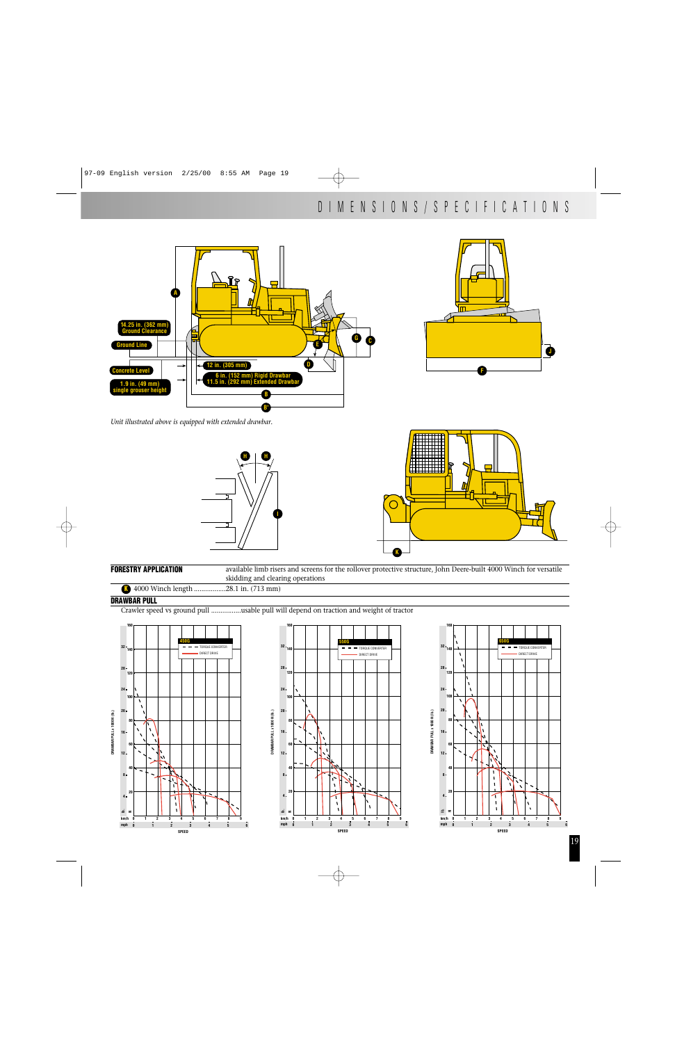# DIMENSIONS/SPECIFICATIONS

14.25 in. (362 mm) Ground Clearance

Ground Line

Concrete Level

1.9 in. (49 mm) single grouser height

12 in. (305 mm)

6 in. (152 mm) Rigid Drawbar
11.5 in. (292 mm) Extended Drawbar

*Unit illustrated above is equipped with extended drawbar.*

| | |
|---|---|
| **FORESTRY APPLICATION** | available limb risers and screens for the rollover protective structure, John Deere-built 4000 Winch for versatile skidding and clearing operations |
| | K 4000 Winch length .................28.1 in. (713 mm) |

**DRAWBAR PULL**

Crawler speed vs ground pull ................usable pull will depend on traction and weight of tractor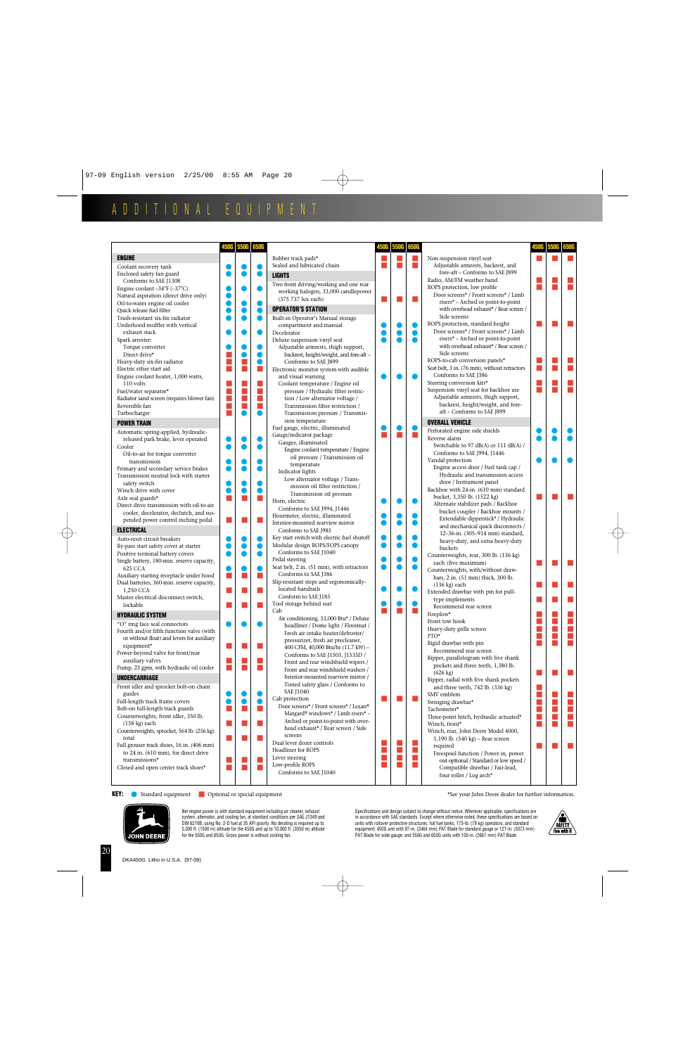# ADDITIONAL EQUIPMENT

| ENGINE | 450G | 550G | 650G |
|---|---|---|---|
| Coolant recovery tank | ● | ● | ● |
| Enclosed safety fan guard Conforms to SAE J1308 | ● | ● | ● |
| Engine coolant –34°F (–37°C) | ● | ● | ● |
| Natural aspiration (direct drive only) | ● | | |
| Oil-to-water engine oil cooler | ● | ● | ● |
| Quick release fuel filter | ● | ● | ● |
| Trash-resistant six-fin radiator | ● | ● | ● |
| Underhood muffler with vertical exhaust stack | ● | ● | ● |
| Spark arrester: | | | |
| Torque converter | ● | ● | ● |
| Direct drive* | ■ | ■ | ■ |
| Heavy-duty six-fin radiator | ■ | ■ | ● |
| Electric ether start aid | ■ | ■ | ■ |
| Engine coolant heater, 1,000 watts, 110 volts | ■ | ■ | ■ |
| Fuel/water separator* | ■ | ■ | ■ |
| Radiator sand screen (requires blower fan) | ■ | ■ | ■ |
| Reversible fan | ■ | ■ | ■ |
| Turbocharger | ■ | ● | ● |

| POWER TRAIN | 450G | 550G | 650G |
|---|---|---|---|
| Automatic spring-applied, hydraulic-released park brake, lever operated | ● | ● | ● |
| Cooler | ● | ● | ● |
| Oil-to-oil for torque converter transmission | ● | ● | ● |
| Primary and secondary service brakes | ● | ● | ● |
| Transmission neutral lock with starter safety switch | ● | ● | ● |
| Winch drive with cover | ● | ● | ● |
| Axle seal guards* | ■ | ■ | ■ |
| Direct drive transmission with oil-to-air cooler, decelerator, declutch, and suspended power control inching pedal | ■ | ■ | ■ |

| ELECTRICAL | 450G | 550G | 650G |
|---|---|---|---|
| Auto-reset circuit breakers | ● | ● | ● |
| By-pass start safety cover at starter | ● | ● | ● |
| Positive terminal battery covers | ● | ● | ● |
| Single battery, 180-min. reserve capacity, 625 CCA | ● | ● | ● |
| Auxiliary starting receptacle under hood | ■ | ■ | ■ |
| Dual batteries, 360-min. reserve capacity, 1,250 CCA | ■ | ■ | ■ |
| Master electrical disconnect switch, lockable | ■ | ■ | ■ |

| HYDRAULIC SYSTEM | 450G | 550G | 650G |
|---|---|---|---|
| "O" ring face seal connectors | ● | ● | ● |
| Fourth and/or fifth function valve (with or without float) and levers for auxiliary equipment* | ■ | ■ | ■ |
| Power-beyond valve for front/rear auxiliary valves | ■ | ■ | ■ |
| Pump, 23 gpm, with hydraulic oil cooler | ■ | ■ | ■ |

| UNDERCARRIAGE | 450G | 550G | 650G |
|---|---|---|---|
| Front idler and sprocket bolt-on chain guides | ● | ● | ● |
| Full-length track frame covers | ● | ● | ● |
| Bolt-on full-length track guards | ■ | ■ | ■ |
| Counterweights, front idler, 350 lb. (158 kg) each | ■ | ■ | ■ |
| Counterweights, sprocket, 564 lb. (256 kg) total | ■ | ■ | ■ |
| Full grouser track shoes, 16 in. (406 mm) to 24 in. (610 mm), for direct drive transmissions* | ■ | ■ | ■ |
| Closed and open center track shoes* | ■ | ■ | ■ |
| Rubber track pads* | ■ | ■ | ■ |
| Sealed and lubricated chain | ■ | ■ | ■ |

| LIGHTS | 450G | 550G | 650G |
|---|---|---|---|
| Two front driving/working and one rear working halogen, 33,000 candlepower (375 737 lux each) | ■ | ■ | ■ |

| OPERATOR'S STATION | 450G | 550G | 650G |
|---|---|---|---|
| Built-in Operator's Manual storage compartment and manual | ● | ● | ● |
| Decelerator | ● | ● | ● |
| Deluxe suspension vinyl seat | ● | ● | ● |
| Adjustable armrests, thigh support, backrest, height/weight, and fore-aft – Conforms to SAE J899 | | | |
| Electronic monitor system with audible and visual warning | ● | ● | ● |
| Coolant temperature / Engine oil pressure / Hydraulic filter restriction / Transmission filter restriction / Transmission pressure / Transmission temperature | | | |
| Fuel gauge, electric, illuminated | ● | ● | ● |
| Gauge/indicator package | ■ | ■ | ■ |
| Gauges, illuminated | | | |
| Engine coolant temperature / Engine oil pressure / Transmission oil temperature | | | |
| Indicator lights | | | |
| Low alternator voltage / Transmission oil filter restriction / Transmission oil pressure | | | |
| Horn, electric Conforms to SAE J994, J1446 | ● | ● | ● |
| Hourmeter, electric, illuminated | ● | ● | ● |
| Interior-mounted rearview mirror Conforms to SAE J985 | ● | ● | ● |
| Key start switch with electric fuel shutoff | ● | ● | ● |
| Modular design ROPS/FOPS canopy Conforms to SAE J1040 | ● | ● | ● |
| Pedal steering | ● | ● | ● |
| Seat belt, 2 in. (51 mm), with retractors Conforms to SAE J386 | ● | ● | ● |
| Slip-resistant steps and ergonomically-located handrails Conform to SAE J185 | ● | ● | ● |
| Tool storage behind seat | ● | ● | ● |
| Cab | ■ | ■ | ■ |
| Air conditioning, 33,000 Btu* / Deluxe headliner / Dome light / Floormat / Fresh air intake heater/defroster/pressurizer, fresh air precleaner, 400 CFM, 40,000 Btu/hr (11.7 kW) – Conforms to SAE J1503, J1535D / Front and rear windshield wipers / Front and rear windshield washers / Interior-mounted rearview mirror / Tinted safety glass / Conforms to SAE J1040 | | | |
| Cab protection | ■ | ■ | ■ |
| Door screens* / Front screens* / Lexan® Margard® windows* / Limb risers* – Arched or point-to-point with overhead exhaust* / Rear screen / Side screens | | | |
| Dual lever dozer controls | ■ | ■ | ■ |
| Headliner for ROPS | ■ | ■ | ■ |
| Lever steering | ■ | ■ | ■ |
| Low-profile ROPS Conforms to SAE J1040 | ■ | ■ | ■ |
| Non-suspension vinyl seat | ■ | ■ | ■ |
| Adjustable armrests, backrest, and fore-aft – Conforms to SAE J899 | | | |
| Radio, AM/FM weather band | ■ | ■ | ■ |
| ROPS protection, low profile | ■ | ■ | ■ |
| Door screens* / Front screens* / Limb risers* – Arched or point-to-point with overhead exhaust* / Rear screen / Side screens | | | |
| ROPS protection, standard height | ■ | ■ | ■ |
| Door screens* / Front screens* / Limb risers* – Arched or point-to-point with overhead exhaust* / Rear screen / Side screens | | | |
| ROPS-to-cab conversion panels* | ■ | ■ | ■ |
| Seat belt, 3 in. (76 mm), without retractors Conforms to SAE J386 | ■ | ■ | ■ |
| Steering conversion kits* | ■ | ■ | ■ |
| Suspension vinyl seat for backhoe use | ■ | ■ | ■ |
| Adjustable armrests, thigh support, backrest, height/weight, and fore-aft – Conforms to SAE J899 | | | |

| OVERALL VEHICLE | 450G | 550G | 650G |
|---|---|---|---|
| Perforated engine side shields | ● | ● | ● |
| Reverse alarm | ● | ● | ● |
| Switchable to 97 dB(A) or 111 dB(A) / Conforms to SAE J994, J1446 | | | |
| Vandal protection | ● | ● | ● |
| Engine access door / Fuel tank cap / Hydraulic and transmission access door / Instrument panel | | | |
| Backhoe with 24-in. (610 mm) standard bucket, 3,350 lb. (1522 kg) | ■ | ■ | ■ |
| Alternate stabilizer pads / Backhoe bucket coupler / Backhoe mounts / Hydraulic Extendable dipperstick* / Hydraulic and mechanical quick disconnects / 12–36-in. (305–914 mm) standard, heavy-duty, and extra heavy-duty buckets | | | |
| Counterweights, rear, 300 lb. (136 kg) each (five maximum) | ■ | ■ | ■ |
| Counterweights, with/without drawbars, 2 in. (51 mm) thick, 300 lb. (136 kg) each | ■ | ■ | ■ |
| Extended drawbar with pin for pull-type implements Recommend rear screen | ■ | ■ | ■ |
| Fireplow* | ■ | ■ | ■ |
| Front tow hook | ■ | ■ | ■ |
| Heavy-duty grille screen | ■ | ■ | ■ |
| PTO* | ■ | ■ | ■ |
| Rigid drawbar with pin Recommend rear screen | ■ | ■ | ■ |
| Ripper, parallelogram with five shank pockets and three teeth, 1,380 lb. (626 kg) | ■ | ■ | ■ |
| Ripper, radial with five shank pockets and three teeth, 742 lb. (336 kg) | ■ | | |
| SMV emblem | ■ | ■ | ■ |
| Swinging drawbar* | ■ | ■ | ■ |
| Tachometer* | ■ | ■ | ■ |
| Three-point hitch, hydraulic actuated* | ■ | ■ | ■ |
| Winch, front* | ■ | ■ | ■ |
| Winch, rear, John Deere Model 4000, 1,190 lb. (540 kg) – Rear screen required | ■ | ■ | ■ |
| Freespool function / Power in, power out optional / Standard or low speed / Compatible drawbar / Fair-lead, four roller / Log arch* | | | |

**KEY:** ● Standard equipment ■ Optional or special equipment

*See your John Deere dealer for further information.

Net engine power is with standard equipment including air cleaner, exhaust system, alternator, and cooling fan, at standard conditions per SAE J1349 and DIN 6270B, using No. 2-D fuel at 35 API gravity. No derating is required up to 5,000 ft. (1500 m) altitude for the 450G and up to 10,000 ft. (3050 m) altitude for the 550G and 650G. Gross power is without cooling fan.

Specifications and design subject to change without notice. Wherever applicable, specifications are in accordance with SAE standards. Except where otherwise noted, these specifications are based on units with rollover protective structures, full fuel tanks, 175-lb. (79 kg) operators, and standard equipment; 450G unit with 97-in. (2464 mm) PAT Blade for standard gauge or 121-in. (3073 mm) PAT Blade for wide gauge; and 550G and 650G units with 105-in. (2667 mm) PAT Blade.

JOHN DEERE

SAFETY live with it

DKA450G Litho in U.S.A. (97-09)